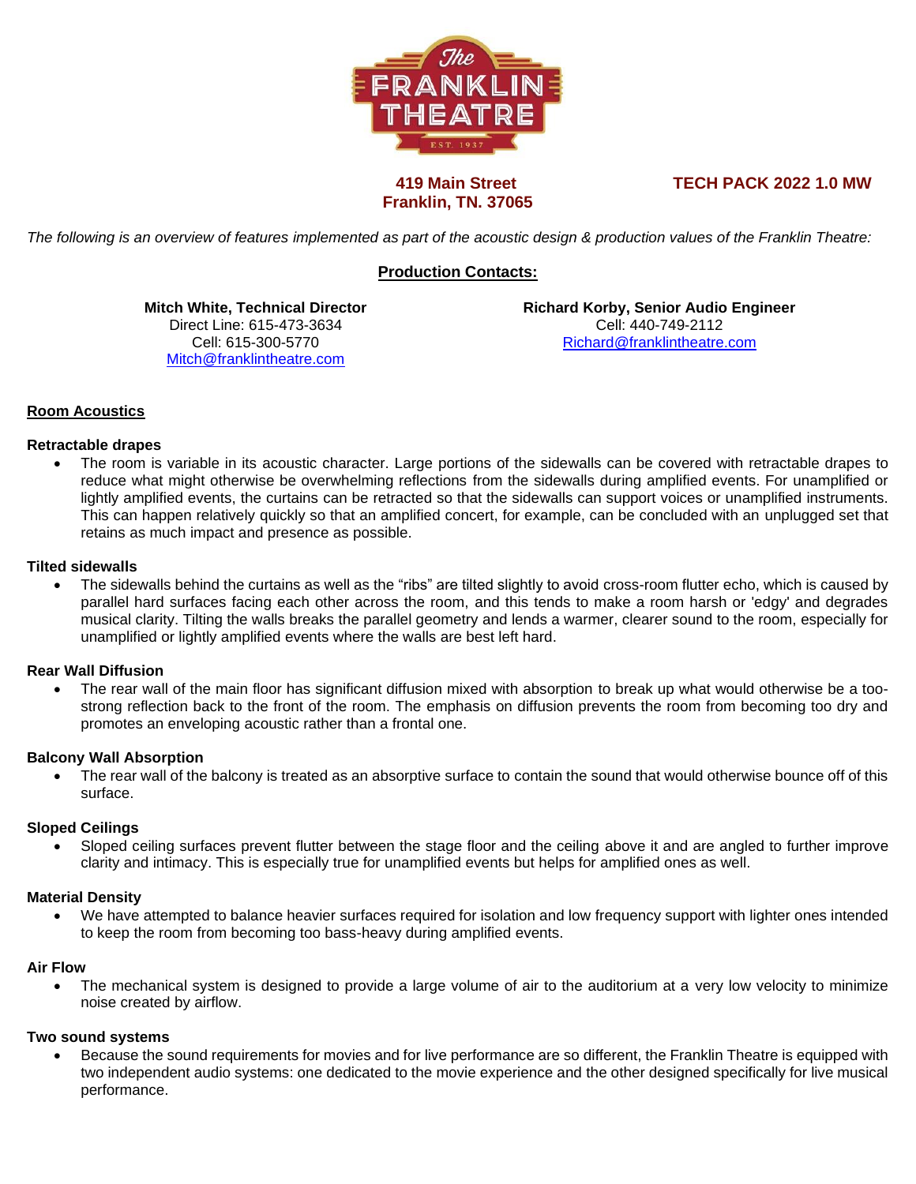**419 Main Street**
**Franklin, TN. 37065**

**TECH PACK 2022 1.0 MW**

*The following is an overview of features implemented as part of the acoustic design & production values of the Franklin Theatre:*

## Production Contacts:

**Mitch White, Technical Director**
Direct Line: 615-473-3634
Cell: 615-300-5770
Mitch@franklintheatre.com

**Richard Korby, Senior Audio Engineer**
Cell: 440-749-2112
Richard@franklintheatre.com

## Room Acoustics

### Retractable drapes

- The room is variable in its acoustic character. Large portions of the sidewalls can be covered with retractable drapes to reduce what might otherwise be overwhelming reflections from the sidewalls during amplified events. For unamplified or lightly amplified events, the curtains can be retracted so that the sidewalls can support voices or unamplified instruments. This can happen relatively quickly so that an amplified concert, for example, can be concluded with an unplugged set that retains as much impact and presence as possible.

### Tilted sidewalls

- The sidewalls behind the curtains as well as the "ribs" are tilted slightly to avoid cross-room flutter echo, which is caused by parallel hard surfaces facing each other across the room, and this tends to make a room harsh or 'edgy' and degrades musical clarity. Tilting the walls breaks the parallel geometry and lends a warmer, clearer sound to the room, especially for unamplified or lightly amplified events where the walls are best left hard.

### Rear Wall Diffusion

- The rear wall of the main floor has significant diffusion mixed with absorption to break up what would otherwise be a too-strong reflection back to the front of the room. The emphasis on diffusion prevents the room from becoming too dry and promotes an enveloping acoustic rather than a frontal one.

### Balcony Wall Absorption

- The rear wall of the balcony is treated as an absorptive surface to contain the sound that would otherwise bounce off of this surface.

### Sloped Ceilings

- Sloped ceiling surfaces prevent flutter between the stage floor and the ceiling above it and are angled to further improve clarity and intimacy. This is especially true for unamplified events but helps for amplified ones as well.

### Material Density

- We have attempted to balance heavier surfaces required for isolation and low frequency support with lighter ones intended to keep the room from becoming too bass-heavy during amplified events.

### Air Flow

- The mechanical system is designed to provide a large volume of air to the auditorium at a very low velocity to minimize noise created by airflow.

### Two sound systems

- Because the sound requirements for movies and for live performance are so different, the Franklin Theatre is equipped with two independent audio systems: one dedicated to the movie experience and the other designed specifically for live musical performance.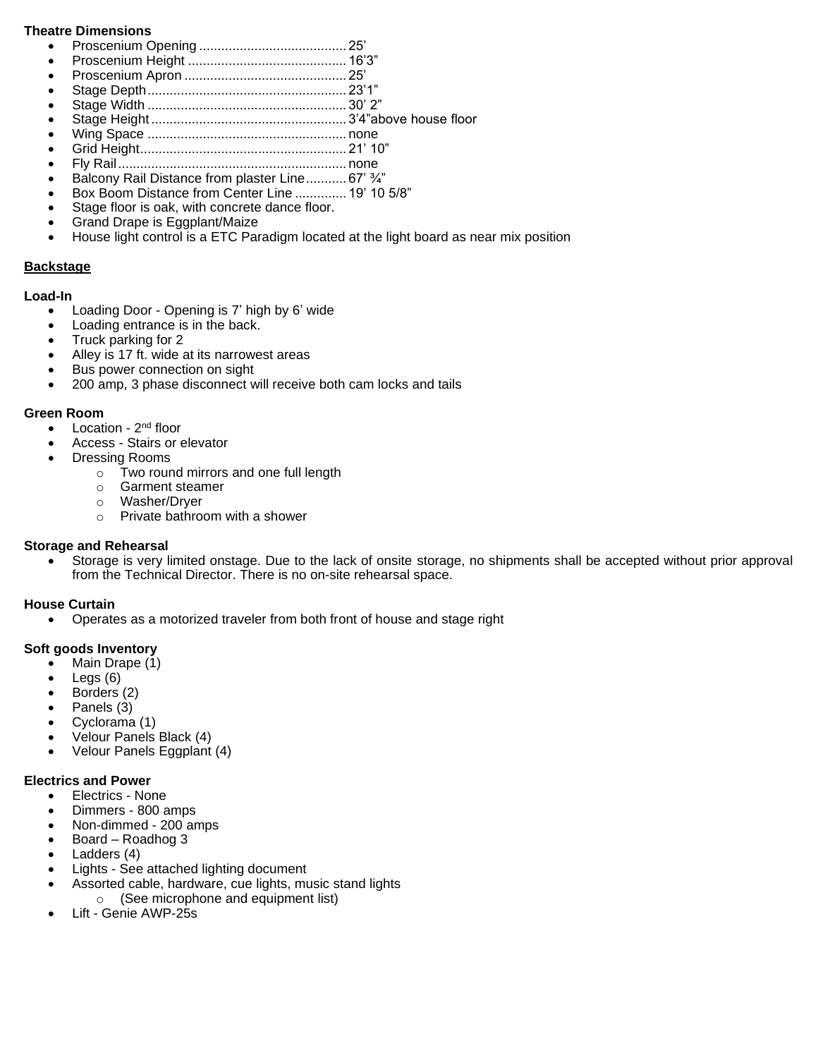**Theatre Dimensions**

- Proscenium Opening ........................................ 25’
- Proscenium Height ........................................... 16’3”
- Proscenium Apron ............................................ 25’
- Stage Depth...................................................... 23’1”
- Stage Width ...................................................... 30’ 2”
- Stage Height ..................................................... 3’4”above house floor
- Wing Space ...................................................... none
- Grid Height........................................................ 21’ 10”
- Fly Rail.............................................................. none
- Balcony Rail Distance from plaster Line........... 67’ ¾”
- Box Boom Distance from Center Line ............. 19’ 10 5/8”
- Stage floor is oak, with concrete dance floor.
- Grand Drape is Eggplant/Maize
- House light control is a ETC Paradigm located at the light board as near mix position

## Backstage

**Load-In**

- Loading Door - Opening is 7’ high by 6’ wide
- Loading entrance is in the back.
- Truck parking for 2
- Alley is 17 ft. wide at its narrowest areas
- Bus power connection on sight
- 200 amp, 3 phase disconnect will receive both cam locks and tails

**Green Room**

- Location - 2nd floor
- Access - Stairs or elevator
- Dressing Rooms
    - Two round mirrors and one full length
    - Garment steamer
    - Washer/Dryer
    - Private bathroom with a shower

**Storage and Rehearsal**

- Storage is very limited onstage. Due to the lack of onsite storage, no shipments shall be accepted without prior approval from the Technical Director. There is no on-site rehearsal space.

**House Curtain**

- Operates as a motorized traveler from both front of house and stage right

**Soft goods Inventory**

- Main Drape (1)
- Legs (6)
- Borders (2)
- Panels (3)
- Cyclorama (1)
- Velour Panels Black (4)
- Velour Panels Eggplant (4)

**Electrics and Power**

- Electrics - None
- Dimmers - 800 amps
- Non-dimmed - 200 amps
- Board – Roadhog 3
- Ladders (4)
- Lights - See attached lighting document
- Assorted cable, hardware, cue lights, music stand lights
    - (See microphone and equipment list)
- Lift - Genie AWP-25s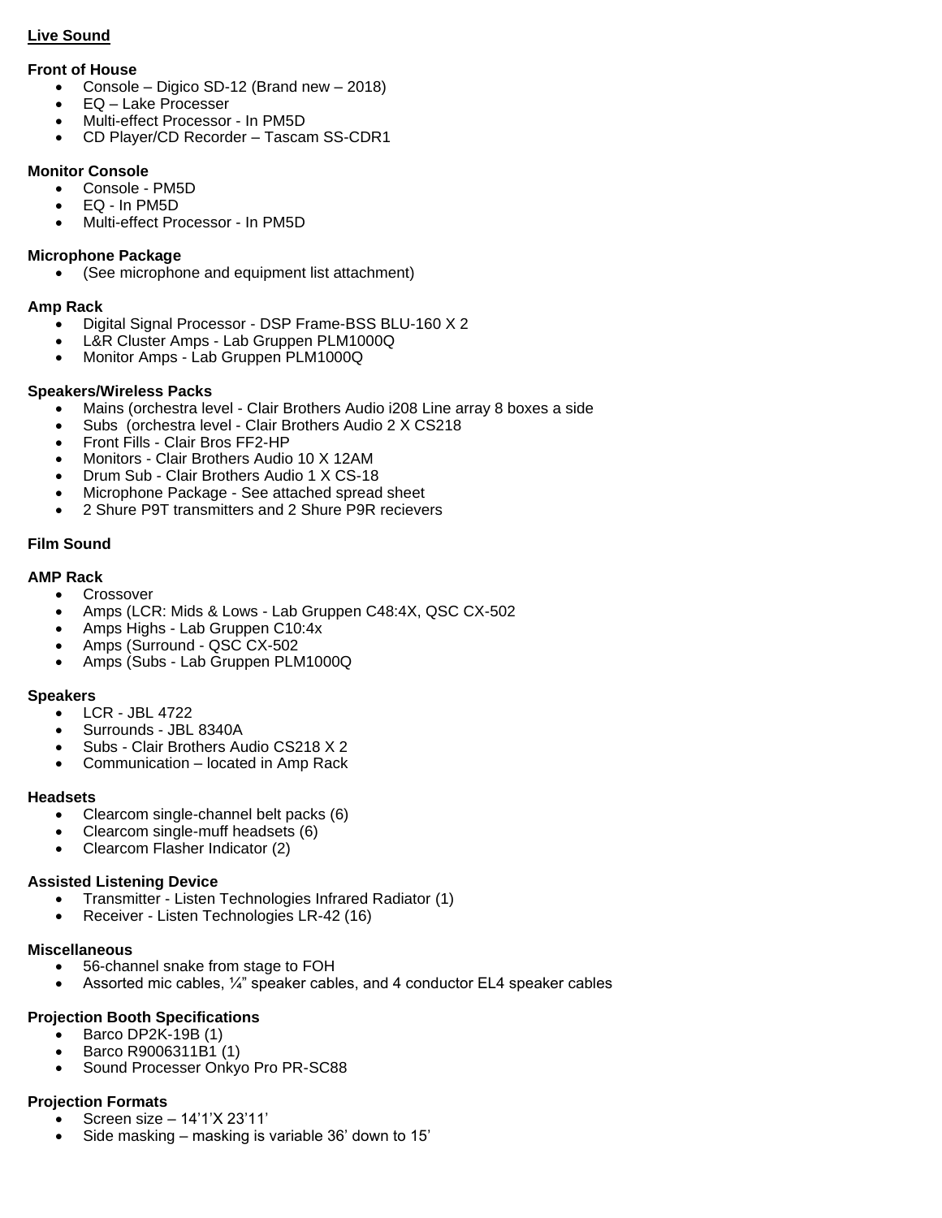## Live Sound

### Front of House

- Console – Digico SD-12 (Brand new – 2018)
- EQ – Lake Processer
- Multi-effect Processor - In PM5D
- CD Player/CD Recorder – Tascam SS-CDR1

### Monitor Console

- Console - PM5D
- EQ - In PM5D
- Multi-effect Processor - In PM5D

### Microphone Package

- (See microphone and equipment list attachment)

### Amp Rack

- Digital Signal Processor - DSP Frame-BSS BLU-160 X 2
- L&R Cluster Amps - Lab Gruppen PLM1000Q
- Monitor Amps - Lab Gruppen PLM1000Q

### Speakers/Wireless Packs

- Mains (orchestra level - Clair Brothers Audio i208 Line array 8 boxes a side
- Subs (orchestra level - Clair Brothers Audio 2 X CS218
- Front Fills - Clair Bros FF2-HP
- Monitors - Clair Brothers Audio 10 X 12AM
- Drum Sub - Clair Brothers Audio 1 X CS-18
- Microphone Package - See attached spread sheet
- 2 Shure P9T transmitters and 2 Shure P9R recievers

## Film Sound

### AMP Rack

- Crossover
- Amps (LCR: Mids & Lows - Lab Gruppen C48:4X, QSC CX-502
- Amps Highs - Lab Gruppen C10:4x
- Amps (Surround - QSC CX-502
- Amps (Subs - Lab Gruppen PLM1000Q

### Speakers

- LCR - JBL 4722
- Surrounds - JBL 8340A
- Subs - Clair Brothers Audio CS218 X 2
- Communication – located in Amp Rack

### Headsets

- Clearcom single-channel belt packs (6)
- Clearcom single-muff headsets (6)
- Clearcom Flasher Indicator (2)

### Assisted Listening Device

- Transmitter - Listen Technologies Infrared Radiator (1)
- Receiver - Listen Technologies LR-42 (16)

### Miscellaneous

- 56-channel snake from stage to FOH
- Assorted mic cables, ¼" speaker cables, and 4 conductor EL4 speaker cables

### Projection Booth Specifications

- Barco DP2K-19B (1)
- Barco R9006311B1 (1)
- Sound Processer Onkyo Pro PR-SC88

### Projection Formats

- Screen size – 14'1'X 23'11'
- Side masking – masking is variable 36' down to 15'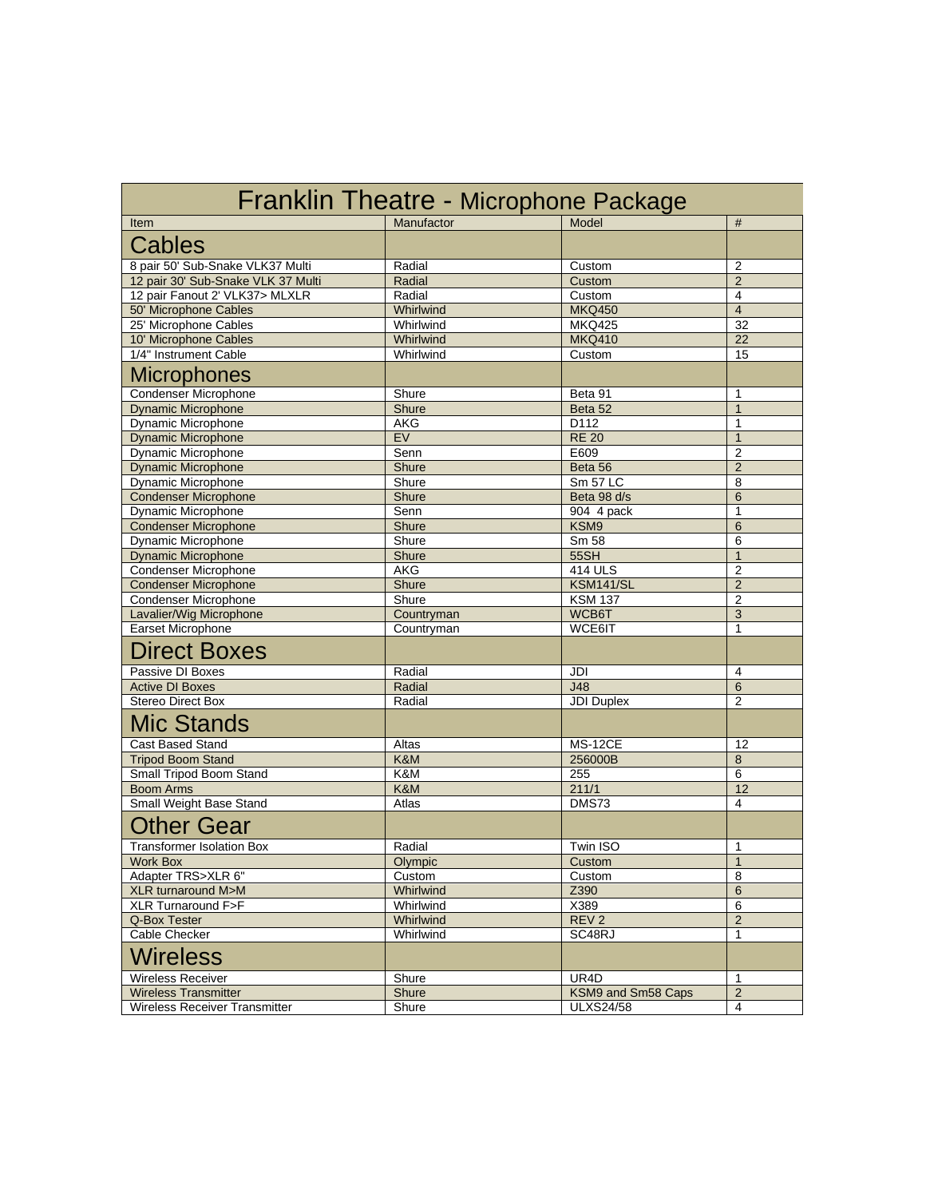# Franklin Theatre - Microphone Package

| Item | Manufactor | Model | # |
|---|---|---|---|
| **Cables** | | | |
| 8 pair 50' Sub-Snake VLK37 Multi | Radial | Custom | 2 |
| 12 pair 30' Sub-Snake VLK 37 Multi | Radial | Custom | 2 |
| 12 pair Fanout 2' VLK37> MLXLR | Radial | Custom | 4 |
| 50' Microphone Cables | Whirlwind | MKQ450 | 4 |
| 25' Microphone Cables | Whirlwind | MKQ425 | 32 |
| 10' Microphone Cables | Whirlwind | MKQ410 | 22 |
| 1/4" Instrument Cable | Whirlwind | Custom | 15 |
| **Microphones** | | | |
| Condenser Microphone | Shure | Beta 91 | 1 |
| Dynamic Microphone | Shure | Beta 52 | 1 |
| Dynamic Microphone | AKG | D112 | 1 |
| Dynamic Microphone | EV | RE 20 | 1 |
| Dynamic Microphone | Senn | E609 | 2 |
| Dynamic Microphone | Shure | Beta 56 | 2 |
| Dynamic Microphone | Shure | Sm 57 LC | 8 |
| Condenser Microphone | Shure | Beta 98 d/s | 6 |
| Dynamic Microphone | Senn | 904 4 pack | 1 |
| Condenser Microphone | Shure | KSM9 | 6 |
| Dynamic Microphone | Shure | Sm 58 | 6 |
| Dynamic Microphone | Shure | 55SH | 1 |
| Condenser Microphone | AKG | 414 ULS | 2 |
| Condenser Microphone | Shure | KSM141/SL | 2 |
| Condenser Microphone | Shure | KSM 137 | 2 |
| Lavalier/Wig Microphone | Countryman | WCB6T | 3 |
| Earset Microphone | Countryman | WCE6IT | 1 |
| **Direct Boxes** | | | |
| Passive DI Boxes | Radial | JDI | 4 |
| Active DI Boxes | Radial | J48 | 6 |
| Stereo Direct Box | Radial | JDI Duplex | 2 |
| **Mic Stands** | | | |
| Cast Based Stand | Altas | MS-12CE | 12 |
| Tripod Boom Stand | K&M | 256000B | 8 |
| Small Tripod Boom Stand | K&M | 255 | 6 |
| Boom Arms | K&M | 211/1 | 12 |
| Small Weight Base Stand | Atlas | DMS73 | 4 |
| **Other Gear** | | | |
| Transformer Isolation Box | Radial | Twin ISO | 1 |
| Work Box | Olympic | Custom | 1 |
| Adapter TRS>XLR 6" | Custom | Custom | 8 |
| XLR turnaround M>M | Whirlwind | Z390 | 6 |
| XLR Turnaround F>F | Whirlwind | X389 | 6 |
| Q-Box Tester | Whirlwind | REV 2 | 2 |
| Cable Checker | Whirlwind | SC48RJ | 1 |
| **Wireless** | | | |
| Wireless Receiver | Shure | UR4D | 1 |
| Wireless Transmitter | Shure | KSM9 and Sm58 Caps | 2 |
| Wireless Receiver Transmitter | Shure | ULXS24/58 | 4 |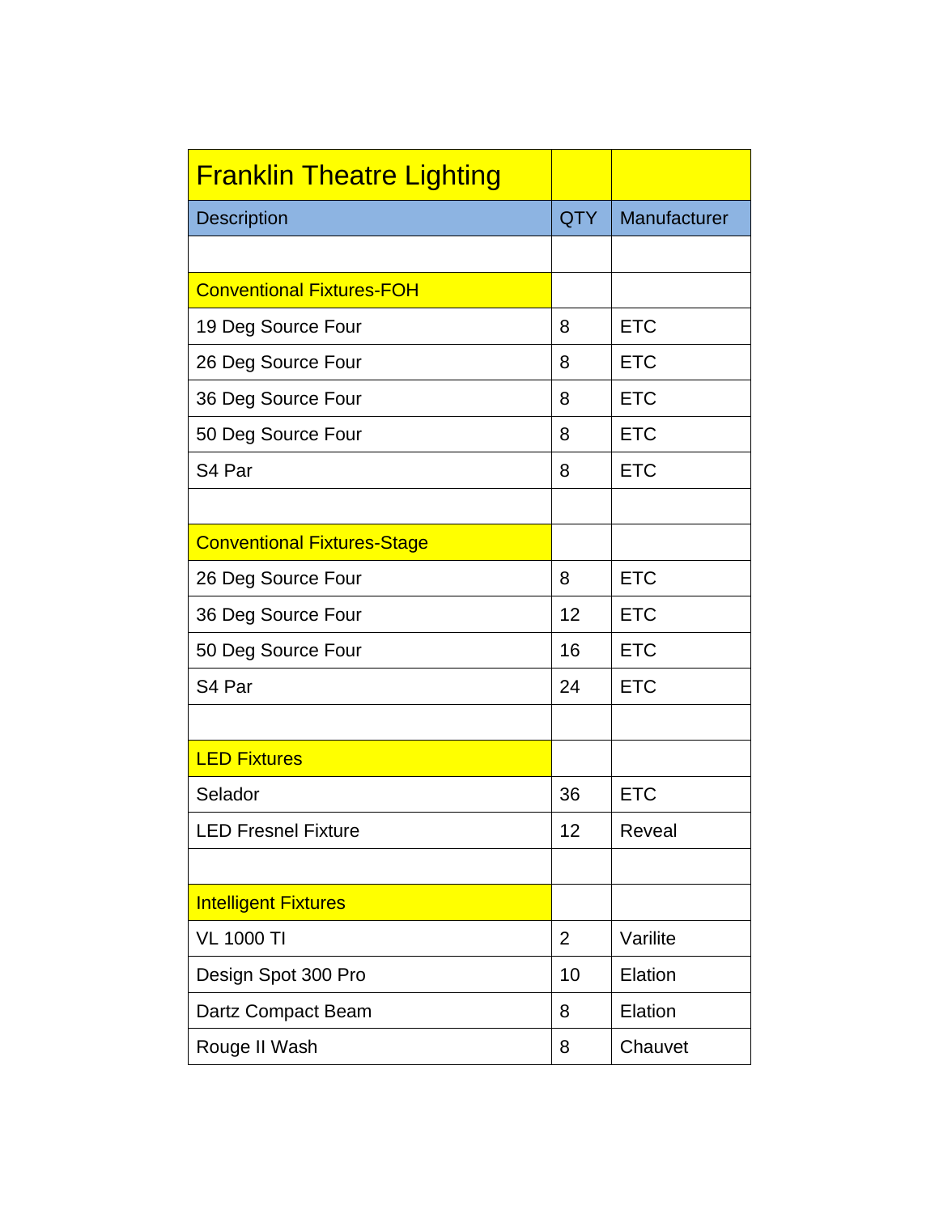| Franklin Theatre Lighting | | |
|---|---|---|
| Description | QTY | Manufacturer |
| | | |
| Conventional Fixtures-FOH | | |
| 19 Deg Source Four | 8 | ETC |
| 26 Deg Source Four | 8 | ETC |
| 36 Deg Source Four | 8 | ETC |
| 50 Deg Source Four | 8 | ETC |
| S4 Par | 8 | ETC |
| | | |
| Conventional Fixtures-Stage | | |
| 26 Deg Source Four | 8 | ETC |
| 36 Deg Source Four | 12 | ETC |
| 50 Deg Source Four | 16 | ETC |
| S4 Par | 24 | ETC |
| | | |
| LED Fixtures | | |
| Selador | 36 | ETC |
| LED Fresnel Fixture | 12 | Reveal |
| | | |
| Intelligent Fixtures | | |
| VL 1000 TI | 2 | Varilite |
| Design Spot 300 Pro | 10 | Elation |
| Dartz Compact Beam | 8 | Elation |
| Rouge II Wash | 8 | Chauvet |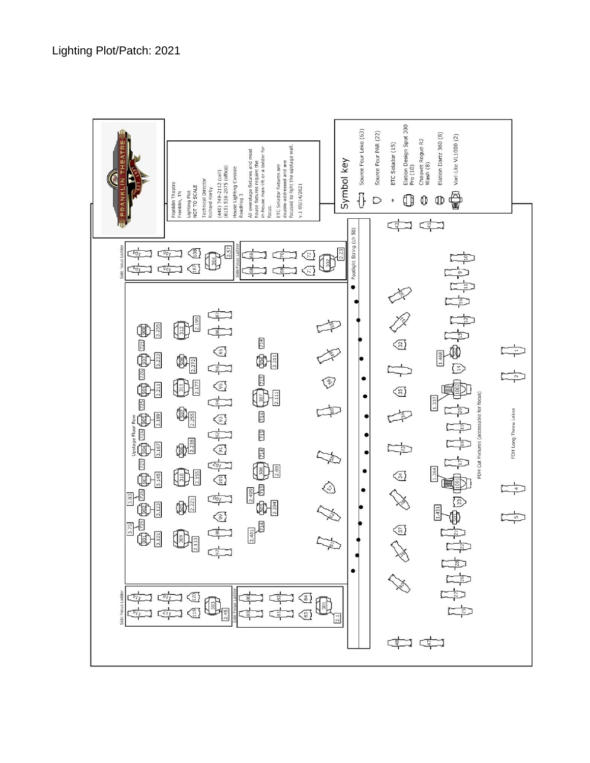# Lighting Plot/Patch: 2021

Franklin Theatre
Franklin, TN
Lighting Plot
NOT TO SCALE
Technical Director
Richard Korby
(440) 749-2112 (cell)
(615) 538-2075 (office)
House Lighting Console
RoadHog 3
All overstage fixtures and most house fixtures require the in-house man-lift or a ladder for focus.
ETC Selador fixtures are double-addressed and are focused to light the upstage wall.
v.1 09/14/2021

Symbol key

- Source Four Leko (53)
- Source Four PAR (22)
- ETC Selador (15)
- Elation Design Spot 300 Pro (10)
- Chauvet Rogue R2 Wash (8)
- Elation Dartz 360 (8)
- Vari-Lite VL1000 (2)

Side Focus Ladder

Upstage Floor Row

Footlight String (ch 50)

FOH Cut Fixtures (accessable for focus)

FOH Long Throw Lekos